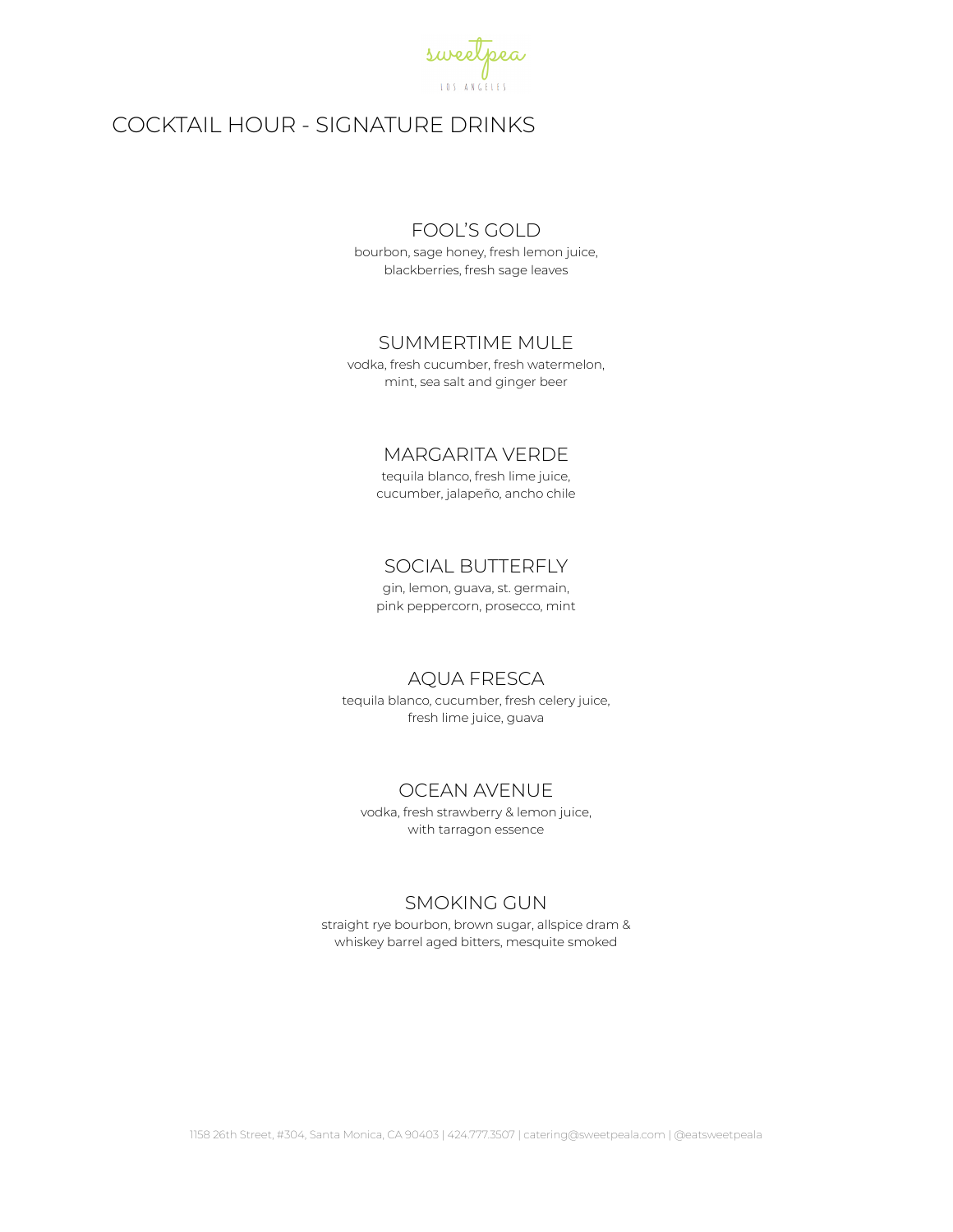sweetpea

LOS ANGELES

# COCKTAIL HOUR - SIGNATURE DRINKS

## FOOL'S GOLD
bourbon, sage honey, fresh lemon juice, blackberries, fresh sage leaves

## SUMMERTIME MULE
vodka, fresh cucumber, fresh watermelon, mint, sea salt and ginger beer

## MARGARITA VERDE
tequila blanco, fresh lime juice, cucumber, jalapeño, ancho chile

## SOCIAL BUTTERFLY
gin, lemon, guava, st. germain, pink peppercorn, prosecco, mint

## AQUA FRESCA
tequila blanco, cucumber, fresh celery juice, fresh lime juice, guava

## OCEAN AVENUE
vodka, fresh strawberry & lemon juice, with tarragon essence

## SMOKING GUN
straight rye bourbon, brown sugar, allspice dram & whiskey barrel aged bitters, mesquite smoked

1158 26th Street, #304, Santa Monica, CA 90403 | 424.777.3507 | catering@sweetpeala.com | @eatsweetpeala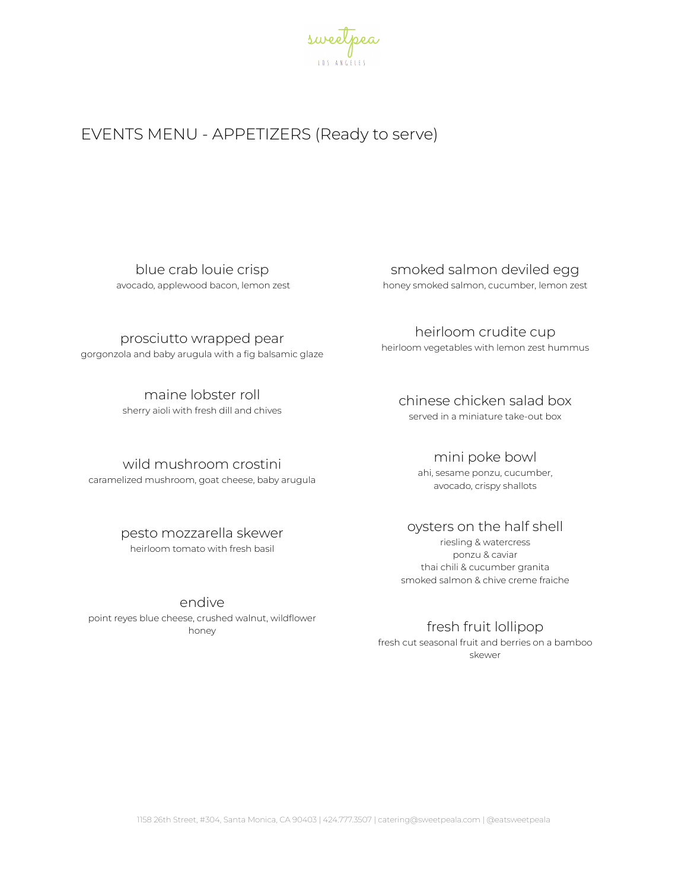sweetpea
LOS ANGELES

# EVENTS MENU - APPETIZERS (Ready to serve)

### blue crab louie crisp
avocado, applewood bacon, lemon zest

### prosciutto wrapped pear
gorgonzola and baby arugula with a fig balsamic glaze

### maine lobster roll
sherry aioli with fresh dill and chives

### wild mushroom crostini
caramelized mushroom, goat cheese, baby arugula

### pesto mozzarella skewer
heirloom tomato with fresh basil

### endive
point reyes blue cheese, crushed walnut, wildflower honey

### smoked salmon deviled egg
honey smoked salmon, cucumber, lemon zest

### heirloom crudite cup
heirloom vegetables with lemon zest hummus

### chinese chicken salad box
served in a miniature take-out box

### mini poke bowl
ahi, sesame ponzu, cucumber, avocado, crispy shallots

### oysters on the half shell
riesling & watercress
ponzu & caviar
thai chili & cucumber granita
smoked salmon & chive creme fraiche

### fresh fruit lollipop
fresh cut seasonal fruit and berries on a bamboo skewer

1158 26th Street, #304, Santa Monica, CA 90403 | 424.777.3507 | catering@sweetpeala.com | @eatsweetpeala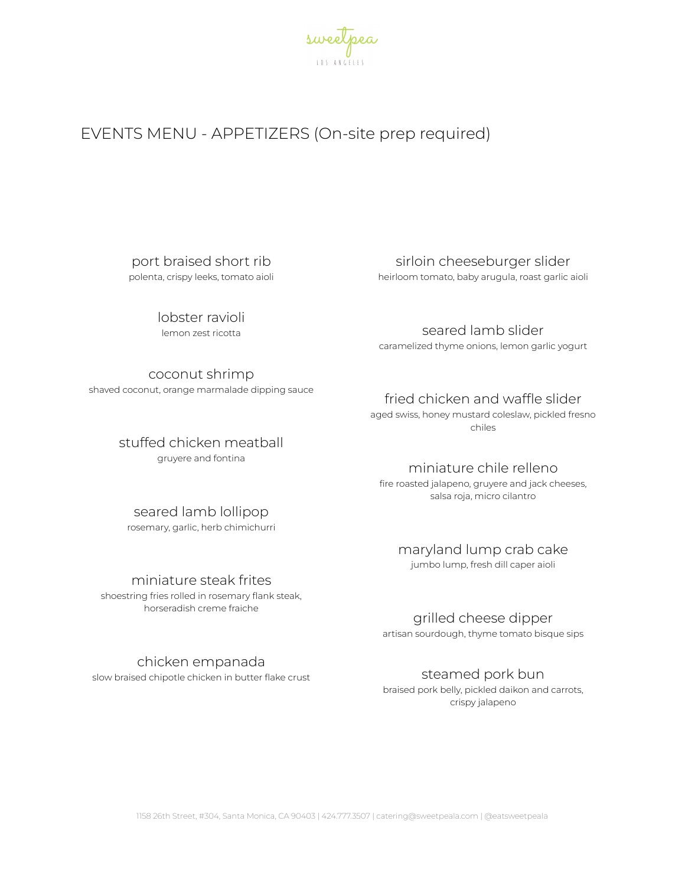sweetpea

LOS ANGELES

# EVENTS MENU - APPETIZERS (On-site prep required)

### port braised short rib
polenta, crispy leeks, tomato aioli

### lobster ravioli
lemon zest ricotta

### coconut shrimp
shaved coconut, orange marmalade dipping sauce

### stuffed chicken meatball
gruyere and fontina

### seared lamb lollipop
rosemary, garlic, herb chimichurri

### miniature steak frites
shoestring fries rolled in rosemary flank steak, horseradish creme fraiche

### chicken empanada
slow braised chipotle chicken in butter flake crust

### sirloin cheeseburger slider
heirloom tomato, baby arugula, roast garlic aioli

### seared lamb slider
caramelized thyme onions, lemon garlic yogurt

### fried chicken and waffle slider
aged swiss, honey mustard coleslaw, pickled fresno chiles

### miniature chile relleno
fire roasted jalapeno, gruyere and jack cheeses, salsa roja, micro cilantro

### maryland lump crab cake
jumbo lump, fresh dill caper aioli

### grilled cheese dipper
artisan sourdough, thyme tomato bisque sips

### steamed pork bun
braised pork belly, pickled daikon and carrots, crispy jalapeno

1158 26th Street, #304, Santa Monica, CA 90403 | 424.777.3507 | catering@sweetpeala.com | @eatsweetpeala